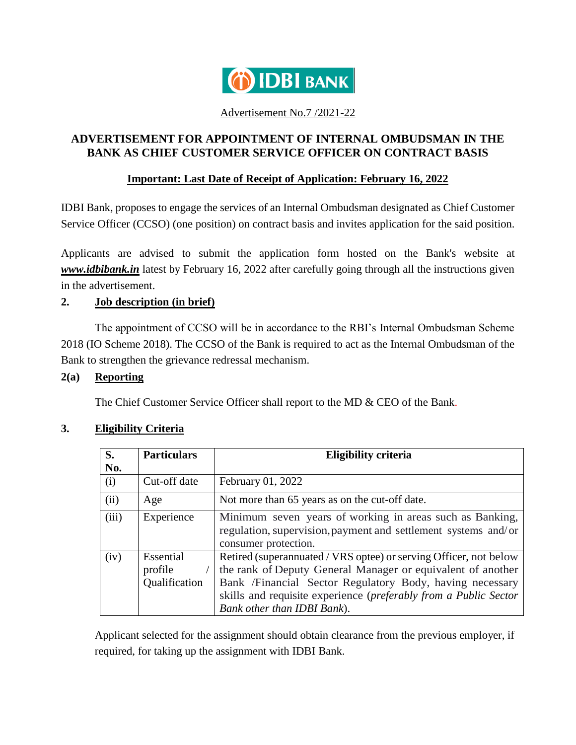IDBI BANK

Advertisement No.7 /2021-22

# ADVERTISEMENT FOR APPOINTMENT OF INTERNAL OMBUDSMAN IN THE BANK AS CHIEF CUSTOMER SERVICE OFFICER ON CONTRACT BASIS

**Important: Last Date of Receipt of Application: February 16, 2022**

IDBI Bank, proposes to engage the services of an Internal Ombudsman designated as Chief Customer Service Officer (CCSO) (one position) on contract basis and invites application for the said position.

Applicants are advised to submit the application form hosted on the Bank's website at ***www.idbibank.in*** latest by February 16, 2022 after carefully going through all the instructions given in the advertisement.

## 2. Job description (in brief)

The appointment of CCSO will be in accordance to the RBI's Internal Ombudsman Scheme 2018 (IO Scheme 2018). The CCSO of the Bank is required to act as the Internal Ombudsman of the Bank to strengthen the grievance redressal mechanism.

### 2(a) Reporting

The Chief Customer Service Officer shall report to the MD & CEO of the Bank.

## 3. Eligibility Criteria

| S. No. | Particulars | Eligibility criteria |
|---|---|---|
| (i) | Cut-off date | February 01, 2022 |
| (ii) | Age | Not more than 65 years as on the cut-off date. |
| (iii) | Experience | Minimum seven years of working in areas such as Banking, regulation, supervision, payment and settlement systems and/or consumer protection. |
| (iv) | Essential profile / Qualification | Retired (superannuated / VRS optee) or serving Officer, not below the rank of Deputy General Manager or equivalent of another Bank /Financial Sector Regulatory Body, having necessary skills and requisite experience (*preferably from a Public Sector Bank other than IDBI Bank*). |

Applicant selected for the assignment should obtain clearance from the previous employer, if required, for taking up the assignment with IDBI Bank.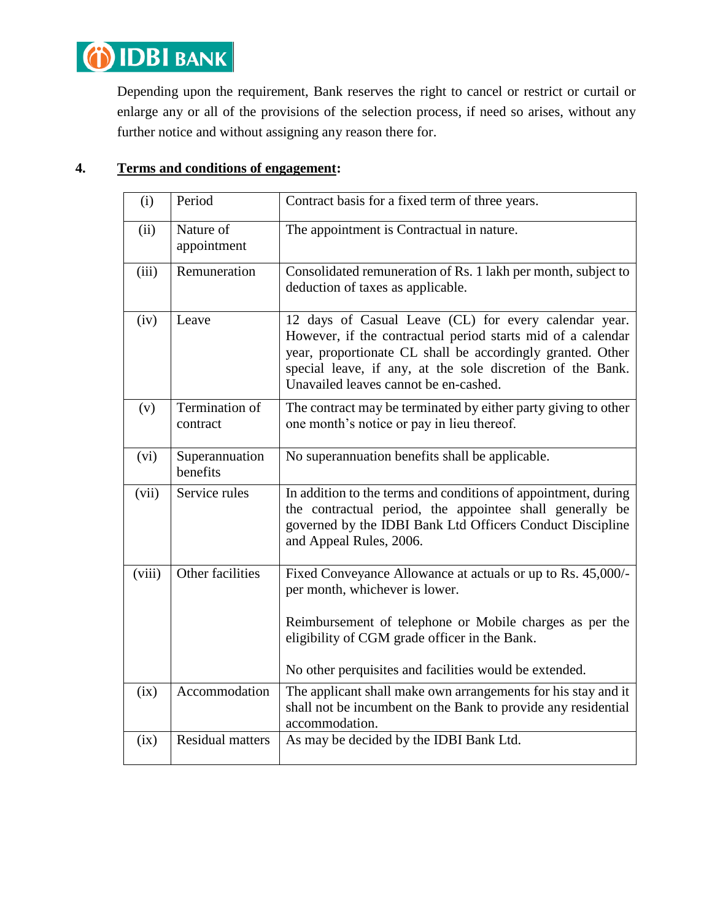Depending upon the requirement, Bank reserves the right to cancel or restrict or curtail or enlarge any or all of the provisions of the selection process, if need so arises, without any further notice and without assigning any reason there for.

## 4. **<u>Terms and conditions of engagement</u>:**

| | | |
|---|---|---|
| (i) | Period | Contract basis for a fixed term of three years. |
| (ii) | Nature of appointment | The appointment is Contractual in nature. |
| (iii) | Remuneration | Consolidated remuneration of Rs. 1 lakh per month, subject to deduction of taxes as applicable. |
| (iv) | Leave | 12 days of Casual Leave (CL) for every calendar year. However, if the contractual period starts mid of a calendar year, proportionate CL shall be accordingly granted. Other special leave, if any, at the sole discretion of the Bank. Unavailed leaves cannot be en-cashed. |
| (v) | Termination of contract | The contract may be terminated by either party giving to other one month's notice or pay in lieu thereof. |
| (vi) | Superannuation benefits | No superannuation benefits shall be applicable. |
| (vii) | Service rules | In addition to the terms and conditions of appointment, during the contractual period, the appointee shall generally be governed by the IDBI Bank Ltd Officers Conduct Discipline and Appeal Rules, 2006. |
| (viii) | Other facilities | Fixed Conveyance Allowance at actuals or up to Rs. 45,000/- per month, whichever is lower.<br><br>Reimbursement of telephone or Mobile charges as per the eligibility of CGM grade officer in the Bank.<br><br>No other perquisites and facilities would be extended. |
| (ix) | Accommodation | The applicant shall make own arrangements for his stay and it shall not be incumbent on the Bank to provide any residential accommodation. |
| (ix) | Residual matters | As may be decided by the IDBI Bank Ltd. |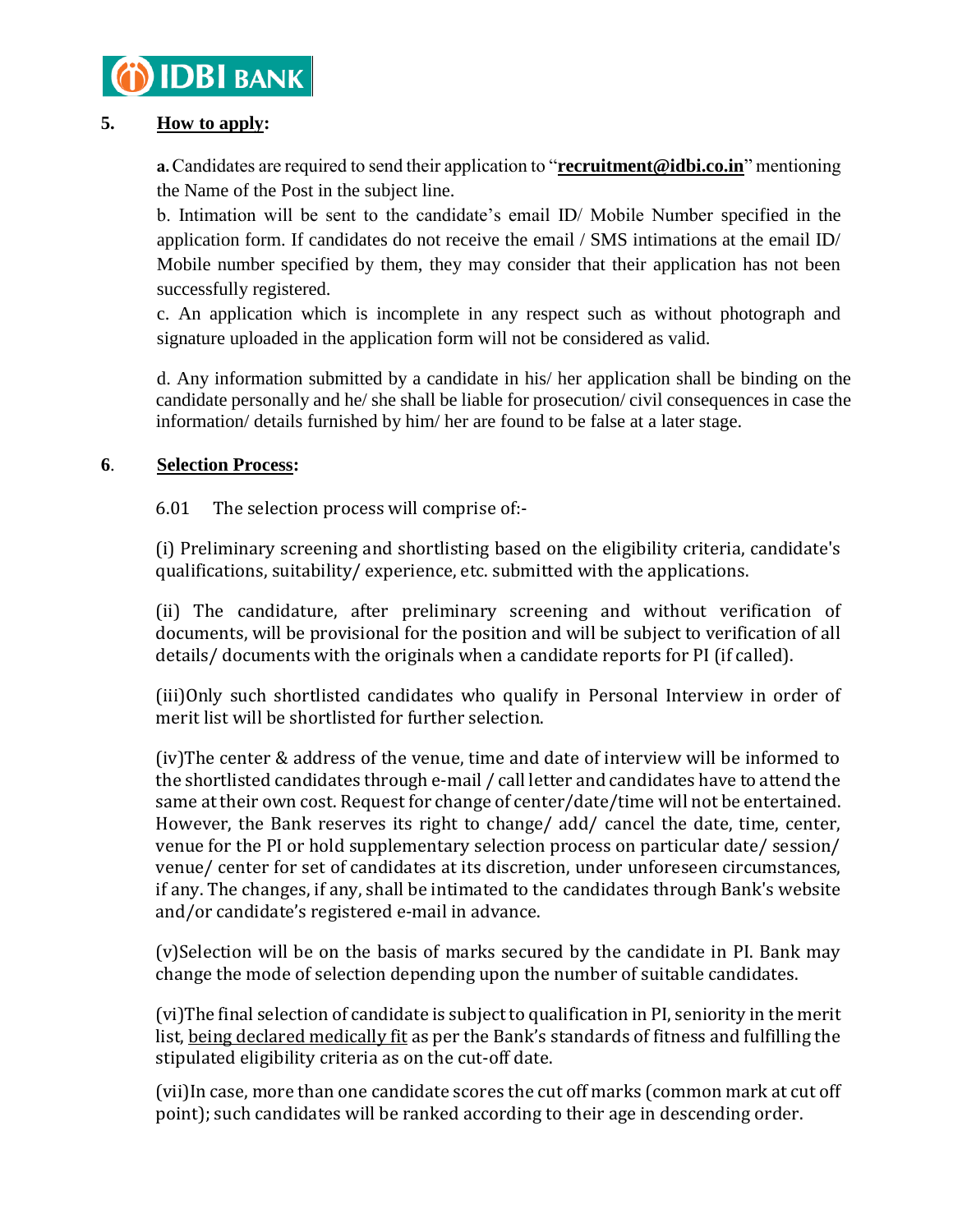## 5. **How to apply:**

**a.** Candidates are required to send their application to "**recruitment@idbi.co.in**" mentioning the Name of the Post in the subject line.

b. Intimation will be sent to the candidate's email ID/ Mobile Number specified in the application form. If candidates do not receive the email / SMS intimations at the email ID/ Mobile number specified by them, they may consider that their application has not been successfully registered.

c. An application which is incomplete in any respect such as without photograph and signature uploaded in the application form will not be considered as valid.

d. Any information submitted by a candidate in his/ her application shall be binding on the candidate personally and he/ she shall be liable for prosecution/ civil consequences in case the information/ details furnished by him/ her are found to be false at a later stage.

## 6. **Selection Process:**

6.01 The selection process will comprise of:-

(i) Preliminary screening and shortlisting based on the eligibility criteria, candidate's qualifications, suitability/ experience, etc. submitted with the applications.

(ii) The candidature, after preliminary screening and without verification of documents, will be provisional for the position and will be subject to verification of all details/ documents with the originals when a candidate reports for PI (if called).

(iii)Only such shortlisted candidates who qualify in Personal Interview in order of merit list will be shortlisted for further selection.

(iv)The center & address of the venue, time and date of interview will be informed to the shortlisted candidates through e-mail / call letter and candidates have to attend the same at their own cost. Request for change of center/date/time will not be entertained. However, the Bank reserves its right to change/ add/ cancel the date, time, center, venue for the PI or hold supplementary selection process on particular date/ session/ venue/ center for set of candidates at its discretion, under unforeseen circumstances, if any. The changes, if any, shall be intimated to the candidates through Bank's website and/or candidate's registered e-mail in advance.

(v)Selection will be on the basis of marks secured by the candidate in PI. Bank may change the mode of selection depending upon the number of suitable candidates.

(vi)The final selection of candidate is subject to qualification in PI, seniority in the merit list, being declared medically fit as per the Bank's standards of fitness and fulfilling the stipulated eligibility criteria as on the cut-off date.

(vii)In case, more than one candidate scores the cut off marks (common mark at cut off point); such candidates will be ranked according to their age in descending order.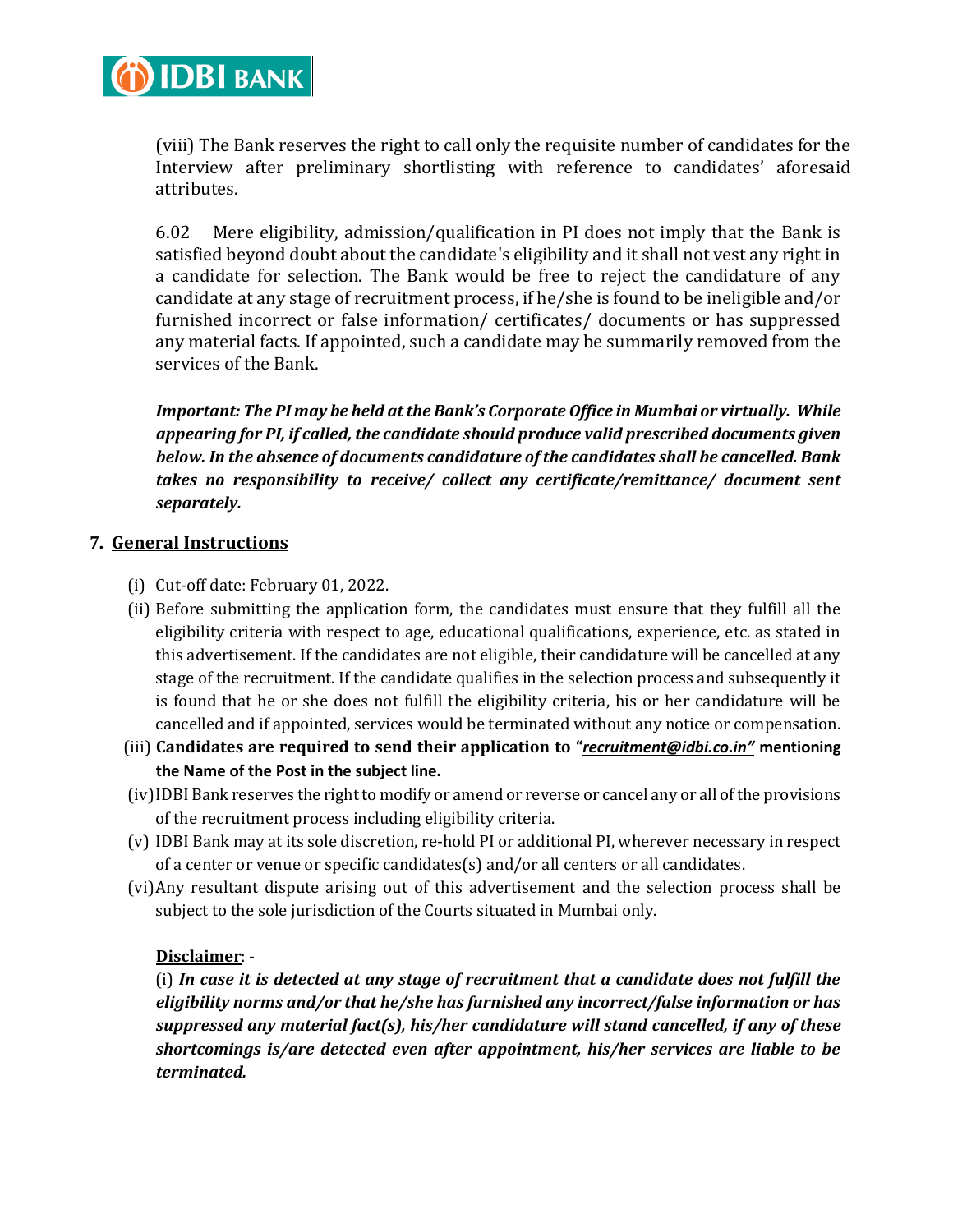(viii) The Bank reserves the right to call only the requisite number of candidates for the Interview after preliminary shortlisting with reference to candidates' aforesaid attributes.

6.02 Mere eligibility, admission/qualification in PI does not imply that the Bank is satisfied beyond doubt about the candidate's eligibility and it shall not vest any right in a candidate for selection. The Bank would be free to reject the candidature of any candidate at any stage of recruitment process, if he/she is found to be ineligible and/or furnished incorrect or false information/ certificates/ documents or has suppressed any material facts. If appointed, such a candidate may be summarily removed from the services of the Bank.

***Important: The PI may be held at the Bank's Corporate Office in Mumbai or virtually. While appearing for PI, if called, the candidate should produce valid prescribed documents given below. In the absence of documents candidature of the candidates shall be cancelled. Bank takes no responsibility to receive/ collect any certificate/remittance/ document sent separately.***

## 7. General Instructions

(i) Cut-off date: February 01, 2022.

(ii) Before submitting the application form, the candidates must ensure that they fulfill all the eligibility criteria with respect to age, educational qualifications, experience, etc. as stated in this advertisement. If the candidates are not eligible, their candidature will be cancelled at any stage of the recruitment. If the candidate qualifies in the selection process and subsequently it is found that he or she does not fulfill the eligibility criteria, his or her candidature will be cancelled and if appointed, services would be terminated without any notice or compensation.

(iii) **Candidates are required to send their application to "*recruitment@idbi.co.in"* mentioning the Name of the Post in the subject line.**

(iv) IDBI Bank reserves the right to modify or amend or reverse or cancel any or all of the provisions of the recruitment process including eligibility criteria.

(v) IDBI Bank may at its sole discretion, re-hold PI or additional PI, wherever necessary in respect of a center or venue or specific candidates(s) and/or all centers or all candidates.

(vi) Any resultant dispute arising out of this advertisement and the selection process shall be subject to the sole jurisdiction of the Courts situated in Mumbai only.

**Disclaimer**: -

(i) ***In case it is detected at any stage of recruitment that a candidate does not fulfill the eligibility norms and/or that he/she has furnished any incorrect/false information or has suppressed any material fact(s), his/her candidature will stand cancelled, if any of these shortcomings is/are detected even after appointment, his/her services are liable to be terminated.***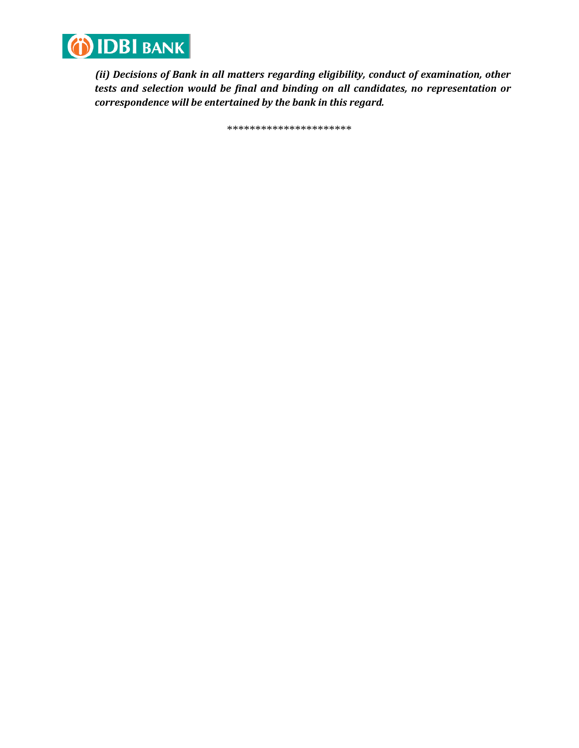***(ii) Decisions of Bank in all matters regarding eligibility, conduct of examination, other tests and selection would be final and binding on all candidates, no representation or correspondence will be entertained by the bank in this regard.***

*********************